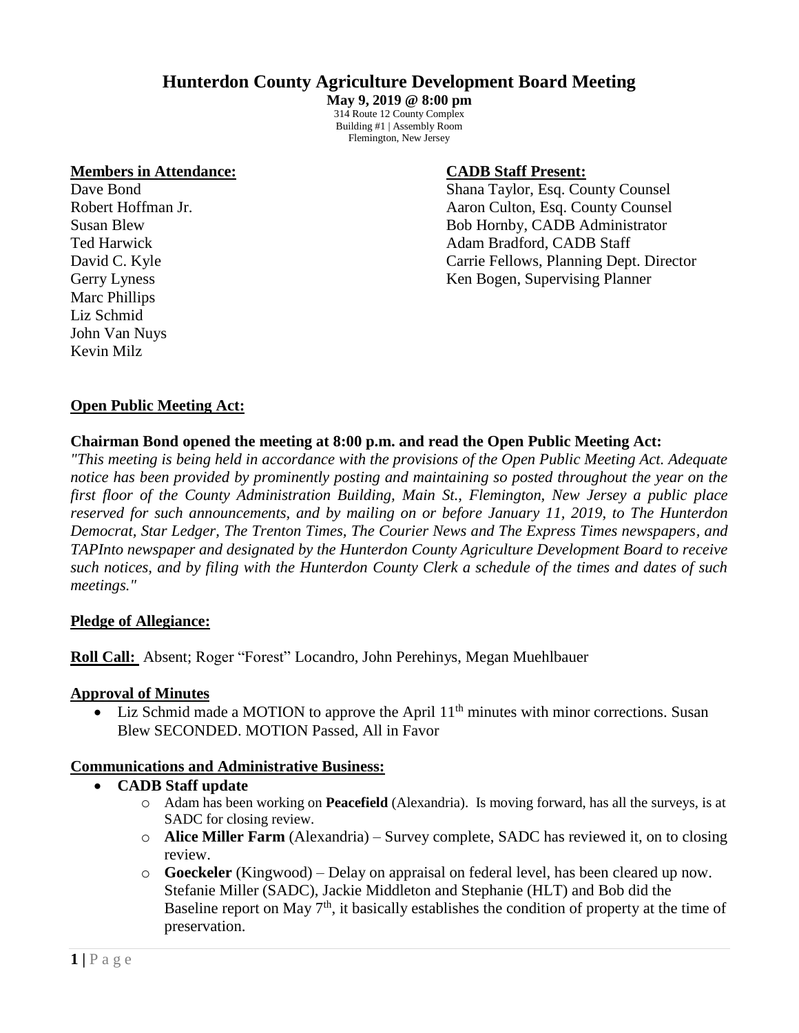# Hunterdon County Agriculture Development Board Meeting

**May 9, 2019 @ 8:00 pm**

314 Route 12 County Complex
Building #1 | Assembly Room
Flemington, New Jersey

**Members in Attendance:**

Dave Bond
Robert Hoffman Jr.
Susan Blew
Ted Harwick
David C. Kyle
Gerry Lyness
Marc Phillips
Liz Schmid
John Van Nuys
Kevin Milz

**CADB Staff Present:**

Shana Taylor, Esq. County Counsel
Aaron Culton, Esq. County Counsel
Bob Hornby, CADB Administrator
Adam Bradford, CADB Staff
Carrie Fellows, Planning Dept. Director
Ken Bogen, Supervising Planner

## Open Public Meeting Act:

**Chairman Bond opened the meeting at 8:00 p.m. and read the Open Public Meeting Act:**

*"This meeting is being held in accordance with the provisions of the Open Public Meeting Act. Adequate notice has been provided by prominently posting and maintaining so posted throughout the year on the first floor of the County Administration Building, Main St., Flemington, New Jersey a public place reserved for such announcements, and by mailing on or before January 11, 2019, to The Hunterdon Democrat, Star Ledger, The Trenton Times, The Courier News and The Express Times newspapers, and TAPInto newspaper and designated by the Hunterdon County Agriculture Development Board to receive such notices, and by filing with the Hunterdon County Clerk a schedule of the times and dates of such meetings."*

## Pledge of Allegiance:

**Roll Call:** Absent; Roger "Forest" Locandro, John Perehinys, Megan Muehlbauer

## Approval of Minutes

- Liz Schmid made a MOTION to approve the April 11th minutes with minor corrections. Susan Blew SECONDED. MOTION Passed, All in Favor

## Communications and Administrative Business:

- **CADB Staff update**
  - Adam has been working on **Peacefield** (Alexandria). Is moving forward, has all the surveys, is at SADC for closing review.
  - **Alice Miller Farm** (Alexandria) – Survey complete, SADC has reviewed it, on to closing review.
  - **Goeckeler** (Kingwood) – Delay on appraisal on federal level, has been cleared up now. Stefanie Miller (SADC), Jackie Middleton and Stephanie (HLT) and Bob did the Baseline report on May 7th, it basically establishes the condition of property at the time of preservation.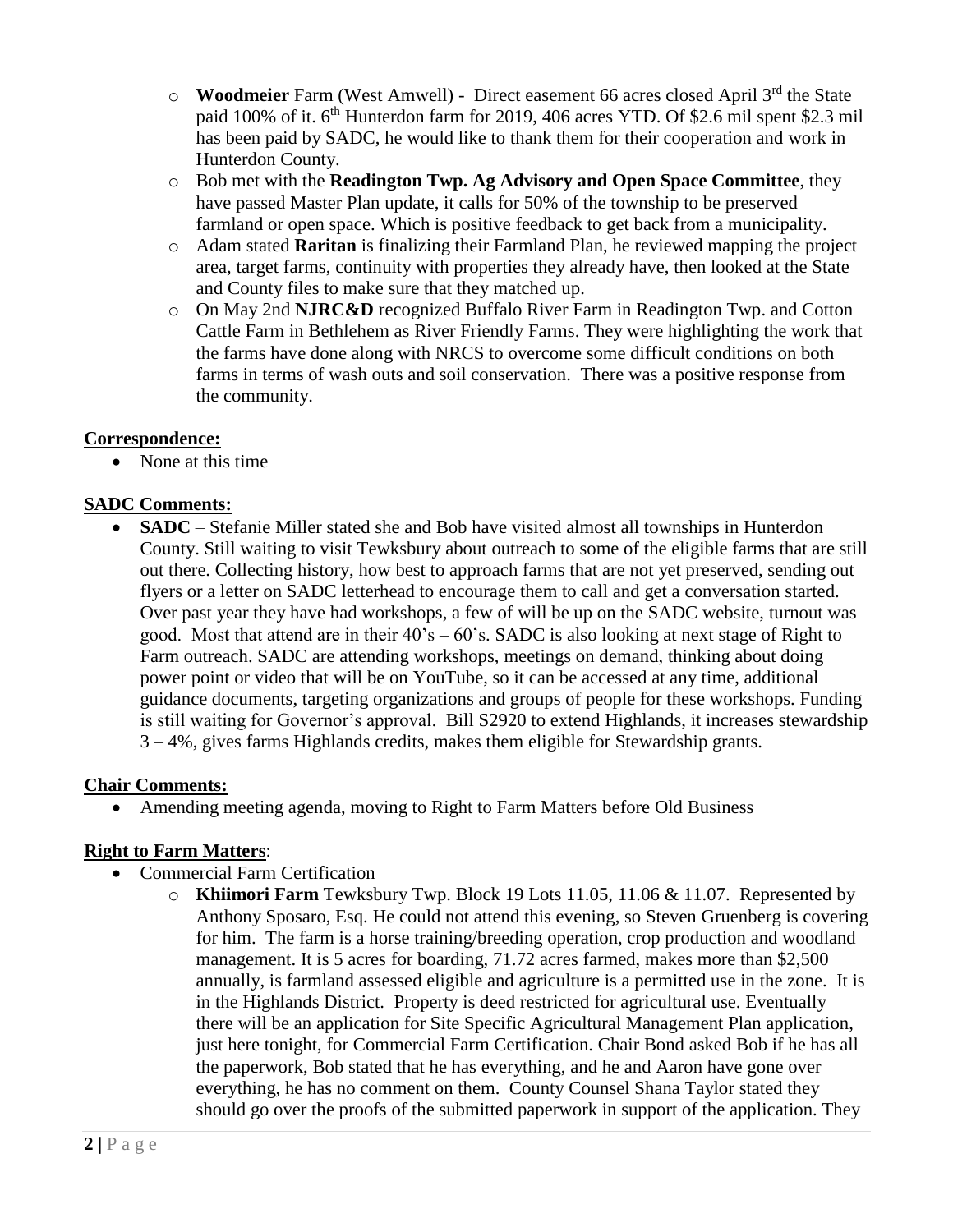- **Woodmeier** Farm (West Amwell) - Direct easement 66 acres closed April 3rd the State paid 100% of it. 6th Hunterdon farm for 2019, 406 acres YTD. Of $2.6 mil spent $2.3 mil has been paid by SADC, he would like to thank them for their cooperation and work in Hunterdon County.
- Bob met with the **Readington Twp. Ag Advisory and Open Space Committee**, they have passed Master Plan update, it calls for 50% of the township to be preserved farmland or open space. Which is positive feedback to get back from a municipality.
- Adam stated **Raritan** is finalizing their Farmland Plan, he reviewed mapping the project area, target farms, continuity with properties they already have, then looked at the State and County files to make sure that they matched up.
- On May 2nd **NJRC&D** recognized Buffalo River Farm in Readington Twp. and Cotton Cattle Farm in Bethlehem as River Friendly Farms. They were highlighting the work that the farms have done along with NRCS to overcome some difficult conditions on both farms in terms of wash outs and soil conservation. There was a positive response from the community.

**Correspondence:**

- None at this time

**SADC Comments:**

- **SADC** – Stefanie Miller stated she and Bob have visited almost all townships in Hunterdon County. Still waiting to visit Tewksbury about outreach to some of the eligible farms that are still out there. Collecting history, how best to approach farms that are not yet preserved, sending out flyers or a letter on SADC letterhead to encourage them to call and get a conversation started. Over past year they have had workshops, a few of will be up on the SADC website, turnout was good. Most that attend are in their 40's – 60's. SADC is also looking at next stage of Right to Farm outreach. SADC are attending workshops, meetings on demand, thinking about doing power point or video that will be on YouTube, so it can be accessed at any time, additional guidance documents, targeting organizations and groups of people for these workshops. Funding is still waiting for Governor's approval. Bill S2920 to extend Highlands, it increases stewardship 3 – 4%, gives farms Highlands credits, makes them eligible for Stewardship grants.

**Chair Comments:**

- Amending meeting agenda, moving to Right to Farm Matters before Old Business

**Right to Farm Matters**:

- Commercial Farm Certification
  - **Khiimori Farm** Tewksbury Twp. Block 19 Lots 11.05, 11.06 & 11.07. Represented by Anthony Sposaro, Esq. He could not attend this evening, so Steven Gruenberg is covering for him. The farm is a horse training/breeding operation, crop production and woodland management. It is 5 acres for boarding, 71.72 acres farmed, makes more than $2,500 annually, is farmland assessed eligible and agriculture is a permitted use in the zone. It is in the Highlands District. Property is deed restricted for agricultural use. Eventually there will be an application for Site Specific Agricultural Management Plan application, just here tonight, for Commercial Farm Certification. Chair Bond asked Bob if he has all the paperwork, Bob stated that he has everything, and he and Aaron have gone over everything, he has no comment on them. County Counsel Shana Taylor stated they should go over the proofs of the submitted paperwork in support of the application. They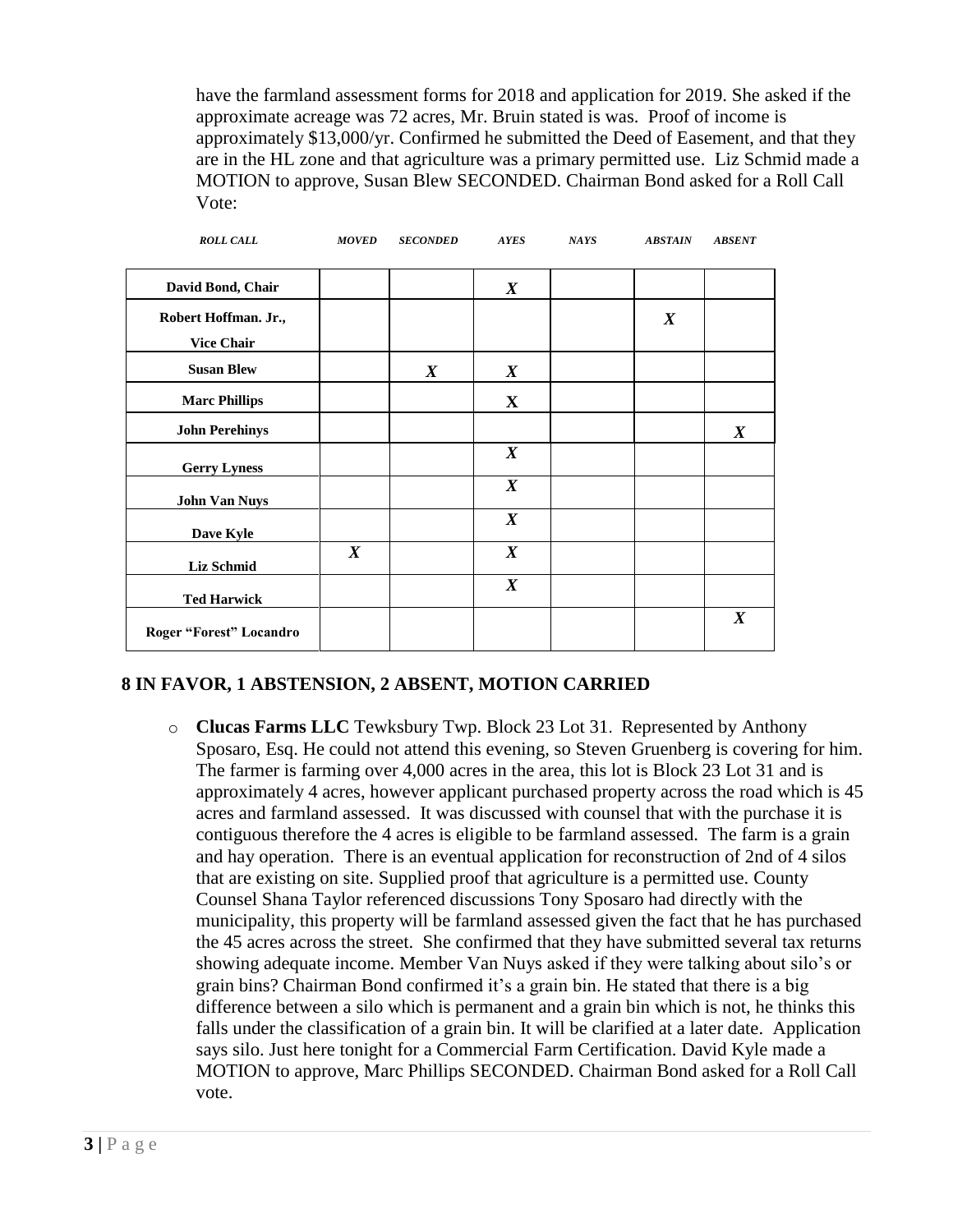have the farmland assessment forms for 2018 and application for 2019. She asked if the approximate acreage was 72 acres, Mr. Bruin stated is was. Proof of income is approximately $13,000/yr. Confirmed he submitted the Deed of Easement, and that they are in the HL zone and that agriculture was a primary permitted use. Liz Schmid made a MOTION to approve, Susan Blew SECONDED. Chairman Bond asked for a Roll Call Vote:

| ROLL CALL | MOVED | SECONDED | AYES | NAYS | ABSTAIN | ABSENT |
|---|---|---|---|---|---|---|
| David Bond, Chair | | | X | | | |
| Robert Hoffman. Jr., Vice Chair | | | | | X | |
| Susan Blew | | X | X | | | |
| Marc Phillips | | | X | | | |
| John Perehinys | | | | | | X |
| Gerry Lyness | | | X | | | |
| John Van Nuys | | | X | | | |
| Dave Kyle | | | X | | | |
| Liz Schmid | X | | X | | | |
| Ted Harwick | | | X | | | |
| Roger "Forest" Locandro | | | | | | X |

**8 IN FAVOR, 1 ABSTENSION, 2 ABSENT, MOTION CARRIED**

- **Clucas Farms LLC** Tewksbury Twp. Block 23 Lot 31. Represented by Anthony Sposaro, Esq. He could not attend this evening, so Steven Gruenberg is covering for him. The farmer is farming over 4,000 acres in the area, this lot is Block 23 Lot 31 and is approximately 4 acres, however applicant purchased property across the road which is 45 acres and farmland assessed. It was discussed with counsel that with the purchase it is contiguous therefore the 4 acres is eligible to be farmland assessed. The farm is a grain and hay operation. There is an eventual application for reconstruction of 2nd of 4 silos that are existing on site. Supplied proof that agriculture is a permitted use. County Counsel Shana Taylor referenced discussions Tony Sposaro had directly with the municipality, this property will be farmland assessed given the fact that he has purchased the 45 acres across the street. She confirmed that they have submitted several tax returns showing adequate income. Member Van Nuys asked if they were talking about silo's or grain bins? Chairman Bond confirmed it's a grain bin. He stated that there is a big difference between a silo which is permanent and a grain bin which is not, he thinks this falls under the classification of a grain bin. It will be clarified at a later date. Application says silo. Just here tonight for a Commercial Farm Certification. David Kyle made a MOTION to approve, Marc Phillips SECONDED. Chairman Bond asked for a Roll Call vote.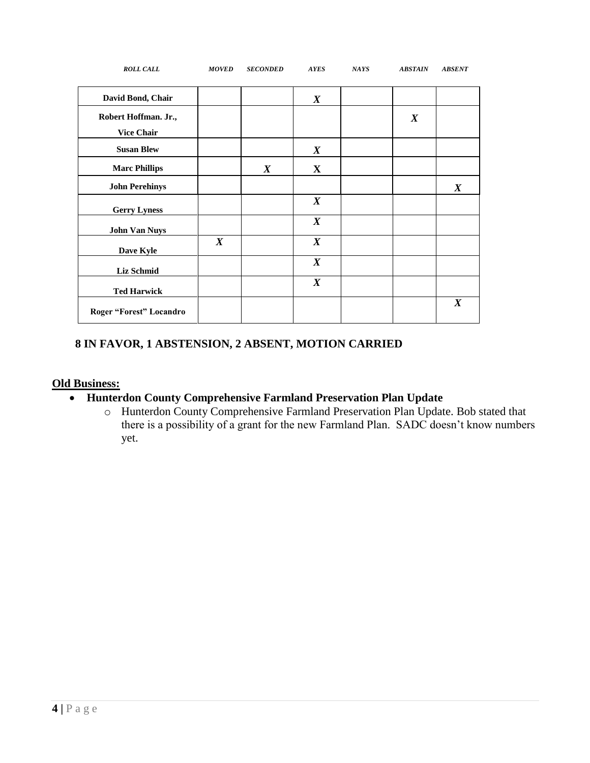| ROLL CALL | MOVED | SECONDED | AYES | NAYS | ABSTAIN | ABSENT |
|---|---|---|---|---|---|---|
| **David Bond, Chair** | | | ***X*** | | | |
| **Robert Hoffman. Jr., Vice Chair** | | | | | ***X*** | |
| **Susan Blew** | | | ***X*** | | | |
| **Marc Phillips** | | ***X*** | **X** | | | |
| **John Perehinys** | | | | | | ***X*** |
| **Gerry Lyness** | | | ***X*** | | | |
| **John Van Nuys** | | | ***X*** | | | |
| **Dave Kyle** | ***X*** | | ***X*** | | | |
| **Liz Schmid** | | | ***X*** | | | |
| **Ted Harwick** | | | ***X*** | | | |
| **Roger "Forest" Locandro** | | | | | | ***X*** |

**8 IN FAVOR, 1 ABSTENSION, 2 ABSENT, MOTION CARRIED**

**Old Business:**

- **Hunterdon County Comprehensive Farmland Preservation Plan Update**
  - Hunterdon County Comprehensive Farmland Preservation Plan Update. Bob stated that there is a possibility of a grant for the new Farmland Plan. SADC doesn't know numbers yet.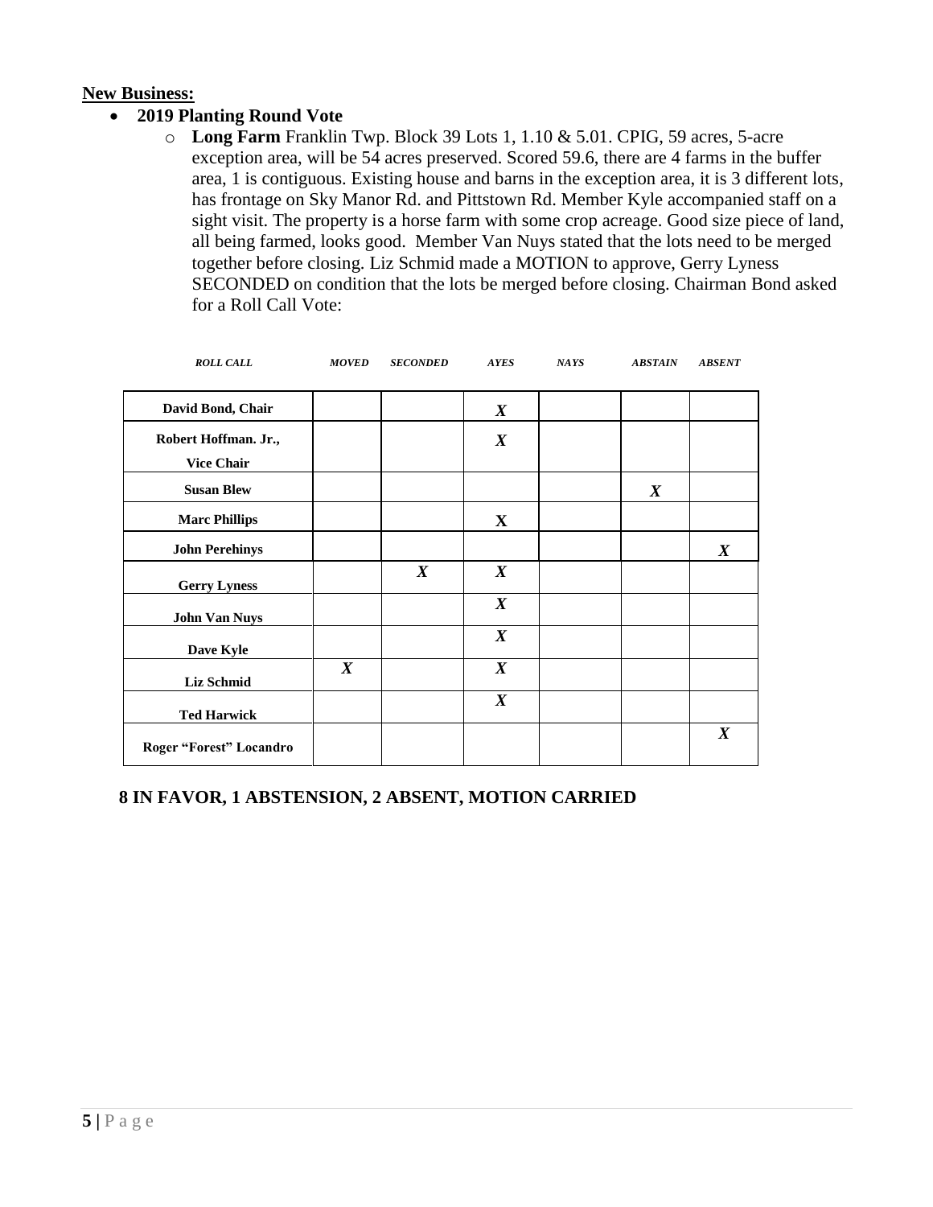**New Business:**

- **2019 Planting Round Vote**
  - **Long Farm** Franklin Twp. Block 39 Lots 1, 1.10 & 5.01. CPIG, 59 acres, 5-acre exception area, will be 54 acres preserved. Scored 59.6, there are 4 farms in the buffer area, 1 is contiguous. Existing house and barns in the exception area, it is 3 different lots, has frontage on Sky Manor Rd. and Pittstown Rd. Member Kyle accompanied staff on a sight visit. The property is a horse farm with some crop acreage. Good size piece of land, all being farmed, looks good. Member Van Nuys stated that the lots need to be merged together before closing. Liz Schmid made a MOTION to approve, Gerry Lyness SECONDED on condition that the lots be merged before closing. Chairman Bond asked for a Roll Call Vote:

| ROLL CALL | MOVED | SECONDED | AYES | NAYS | ABSTAIN | ABSENT |
|---|---|---|---|---|---|---|
| David Bond, Chair | | | X | | | |
| Robert Hoffman. Jr., Vice Chair | | | X | | | |
| Susan Blew | | | | | X | |
| Marc Phillips | | | X | | | |
| John Perehinys | | | | | | X |
| Gerry Lyness | | X | X | | | |
| John Van Nuys | | | X | | | |
| Dave Kyle | | | X | | | |
| Liz Schmid | X | | X | | | |
| Ted Harwick | | | X | | | |
| Roger "Forest" Locandro | | | | | | X |

**8 IN FAVOR, 1 ABSTENSION, 2 ABSENT, MOTION CARRIED**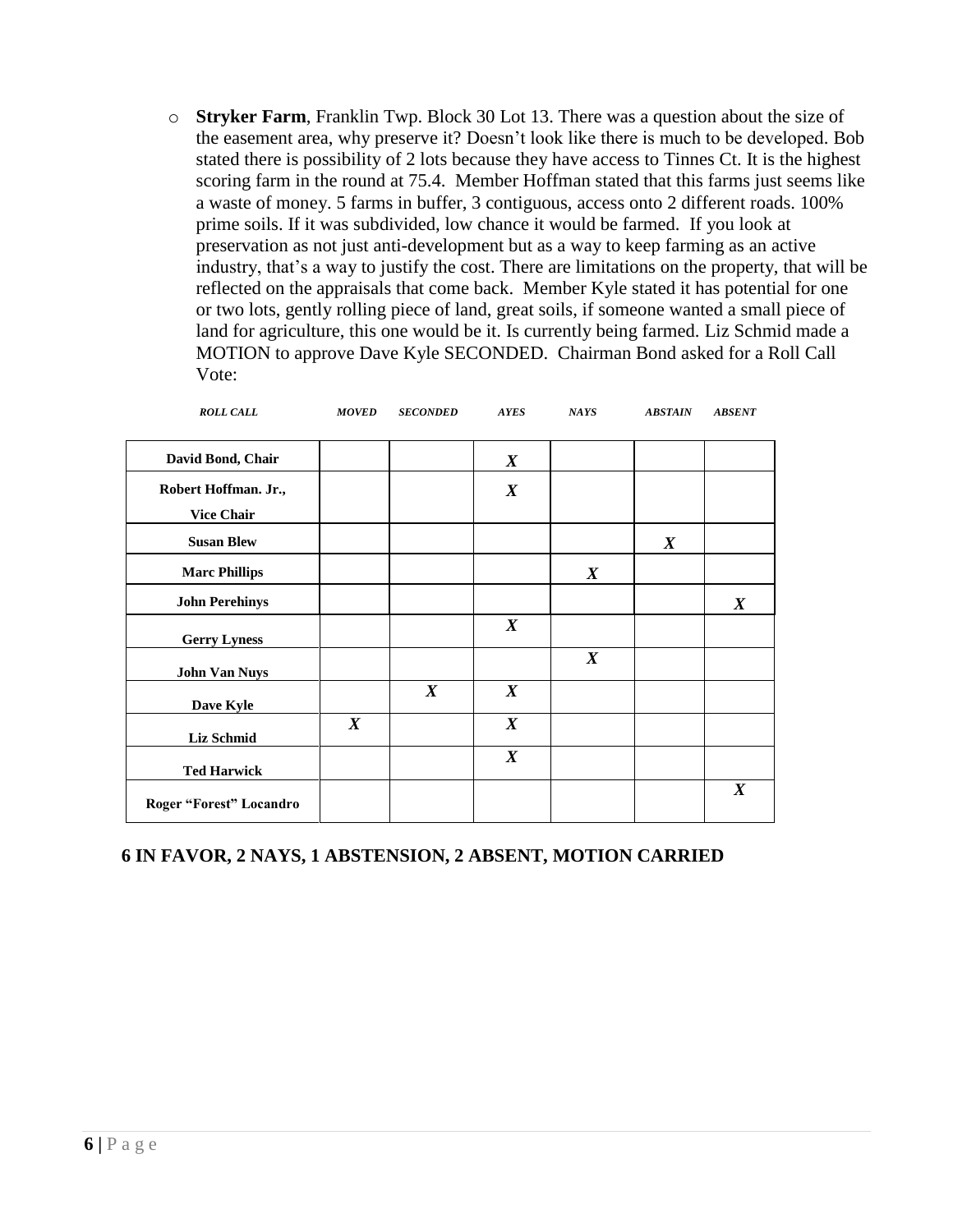- **Stryker Farm**, Franklin Twp. Block 30 Lot 13. There was a question about the size of the easement area, why preserve it? Doesn't look like there is much to be developed. Bob stated there is possibility of 2 lots because they have access to Tinnes Ct. It is the highest scoring farm in the round at 75.4. Member Hoffman stated that this farms just seems like a waste of money. 5 farms in buffer, 3 contiguous, access onto 2 different roads. 100% prime soils. If it was subdivided, low chance it would be farmed. If you look at preservation as not just anti-development but as a way to keep farming as an active industry, that's a way to justify the cost. There are limitations on the property, that will be reflected on the appraisals that come back. Member Kyle stated it has potential for one or two lots, gently rolling piece of land, great soils, if someone wanted a small piece of land for agriculture, this one would be it. Is currently being farmed. Liz Schmid made a MOTION to approve Dave Kyle SECONDED. Chairman Bond asked for a Roll Call Vote:

| *ROLL CALL* | *MOVED* | *SECONDED* | *AYES* | *NAYS* | *ABSTAIN* | *ABSENT* |
|---|---|---|---|---|---|---|
| **David Bond, Chair** | | | ***X*** | | | |
| **Robert Hoffman. Jr., Vice Chair** | | | ***X*** | | | |
| **Susan Blew** | | | | | ***X*** | |
| **Marc Phillips** | | | | ***X*** | | |
| **John Perehinys** | | | | | | ***X*** |
| **Gerry Lyness** | | | ***X*** | | | |
| **John Van Nuys** | | | | ***X*** | | |
| **Dave Kyle** | | ***X*** | ***X*** | | | |
| **Liz Schmid** | ***X*** | | ***X*** | | | |
| **Ted Harwick** | | | ***X*** | | | |
| **Roger "Forest" Locandro** | | | | | | ***X*** |

**6 IN FAVOR, 2 NAYS, 1 ABSTENSION, 2 ABSENT, MOTION CARRIED**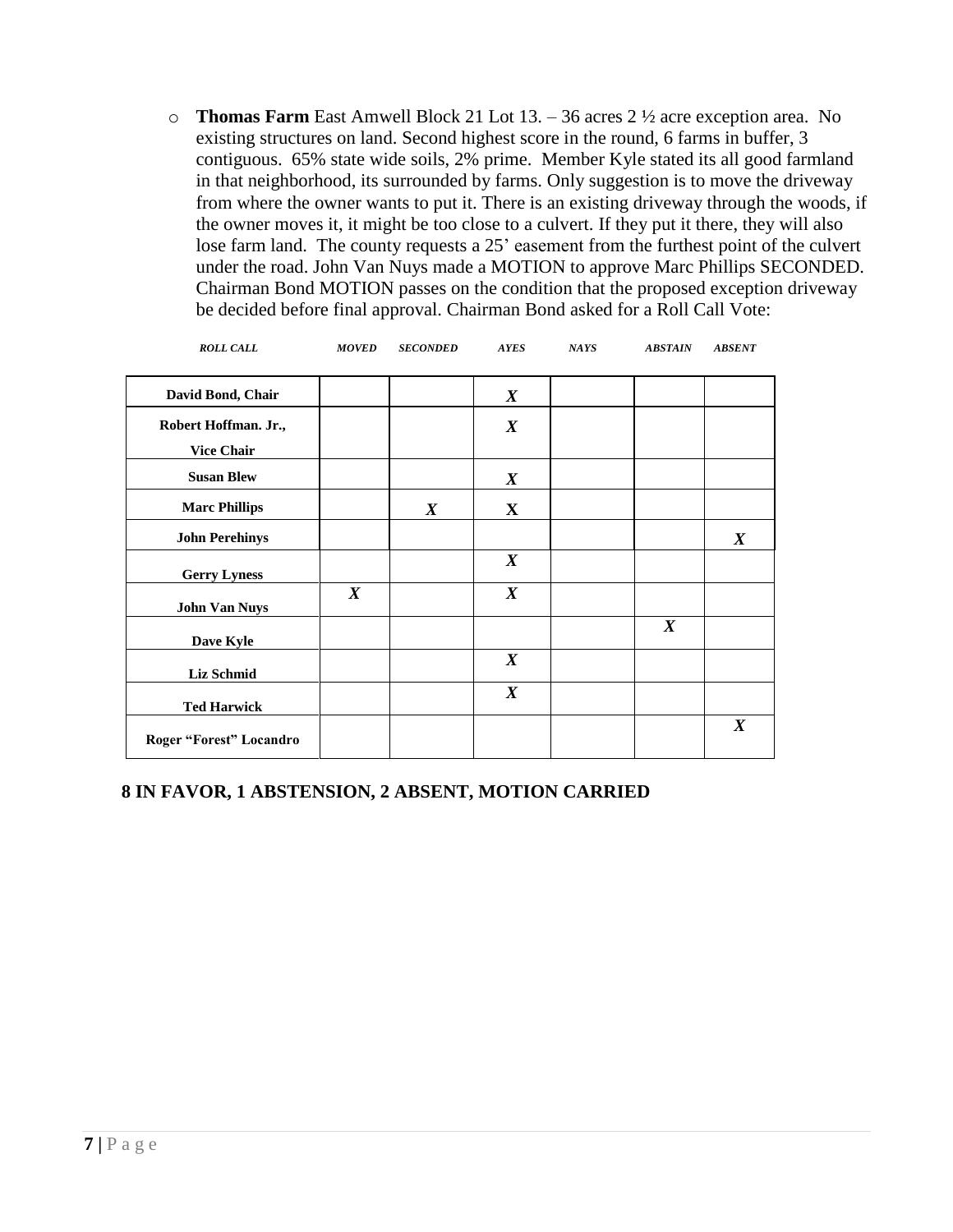- **Thomas Farm** East Amwell Block 21 Lot 13. – 36 acres 2 ½ acre exception area. No existing structures on land. Second highest score in the round, 6 farms in buffer, 3 contiguous. 65% state wide soils, 2% prime. Member Kyle stated its all good farmland in that neighborhood, its surrounded by farms. Only suggestion is to move the driveway from where the owner wants to put it. There is an existing driveway through the woods, if the owner moves it, it might be too close to a culvert. If they put it there, they will also lose farm land. The county requests a 25' easement from the furthest point of the culvert under the road. John Van Nuys made a MOTION to approve Marc Phillips SECONDED. Chairman Bond MOTION passes on the condition that the proposed exception driveway be decided before final approval. Chairman Bond asked for a Roll Call Vote:

| ROLL CALL | MOVED | SECONDED | AYES | NAYS | ABSTAIN | ABSENT |
|---|---|---|---|---|---|---|
| David Bond, Chair | | | X | | | |
| Robert Hoffman. Jr., Vice Chair | | | X | | | |
| Susan Blew | | | X | | | |
| Marc Phillips | | X | X | | | |
| John Perehinys | | | | | | X |
| Gerry Lyness | | | X | | | |
| John Van Nuys | X | | X | | | |
| Dave Kyle | | | | | X | |
| Liz Schmid | | | X | | | |
| Ted Harwick | | | X | | | |
| Roger "Forest" Locandro | | | | | | X |

**8 IN FAVOR, 1 ABSTENSION, 2 ABSENT, MOTION CARRIED**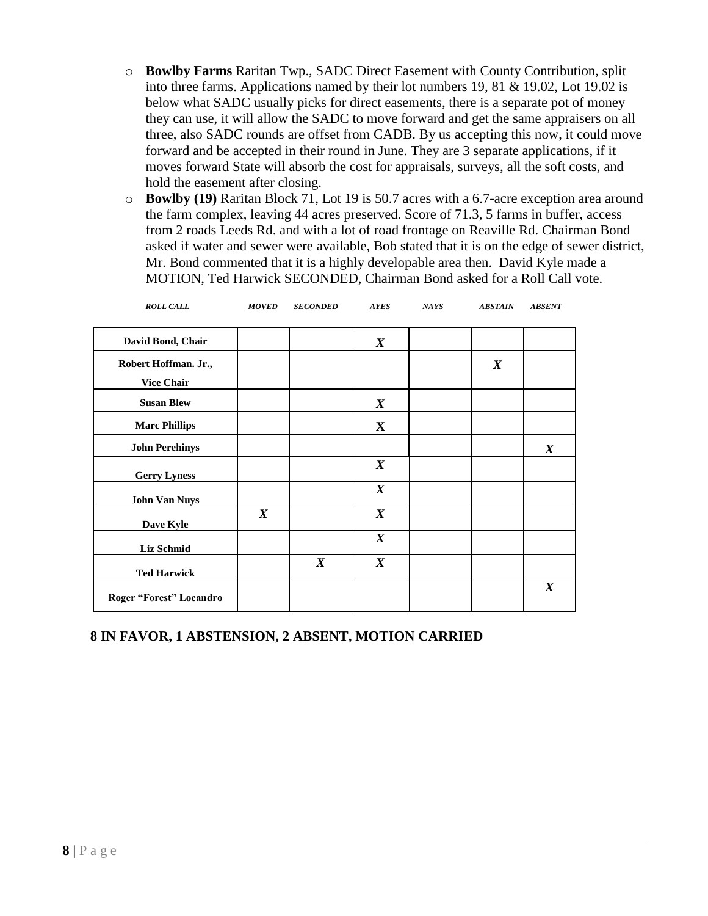- **Bowlby Farms** Raritan Twp., SADC Direct Easement with County Contribution, split into three farms. Applications named by their lot numbers 19, 81 & 19.02, Lot 19.02 is below what SADC usually picks for direct easements, there is a separate pot of money they can use, it will allow the SADC to move forward and get the same appraisers on all three, also SADC rounds are offset from CADB. By us accepting this now, it could move forward and be accepted in their round in June. They are 3 separate applications, if it moves forward State will absorb the cost for appraisals, surveys, all the soft costs, and hold the easement after closing.
- **Bowlby (19)** Raritan Block 71, Lot 19 is 50.7 acres with a 6.7-acre exception area around the farm complex, leaving 44 acres preserved. Score of 71.3, 5 farms in buffer, access from 2 roads Leeds Rd. and with a lot of road frontage on Reaville Rd. Chairman Bond asked if water and sewer were available, Bob stated that it is on the edge of sewer district, Mr. Bond commented that it is a highly developable area then. David Kyle made a MOTION, Ted Harwick SECONDED, Chairman Bond asked for a Roll Call vote.

| *ROLL CALL* | *MOVED* | *SECONDED* | *AYES* | *NAYS* | *ABSTAIN* | *ABSENT* |
|---|---|---|---|---|---|---|
| **David Bond, Chair** | | | *X* | | | |
| **Robert Hoffman. Jr., Vice Chair** | | | | | *X* | |
| **Susan Blew** | | | *X* | | | |
| **Marc Phillips** | | | X | | | |
| **John Perehinys** | | | | | | *X* |
| **Gerry Lyness** | | | *X* | | | |
| **John Van Nuys** | | | *X* | | | |
| **Dave Kyle** | *X* | | *X* | | | |
| **Liz Schmid** | | | *X* | | | |
| **Ted Harwick** | | *X* | *X* | | | |
| **Roger "Forest" Locandro** | | | | | | *X* |

**8 IN FAVOR, 1 ABSTENSION, 2 ABSENT, MOTION CARRIED**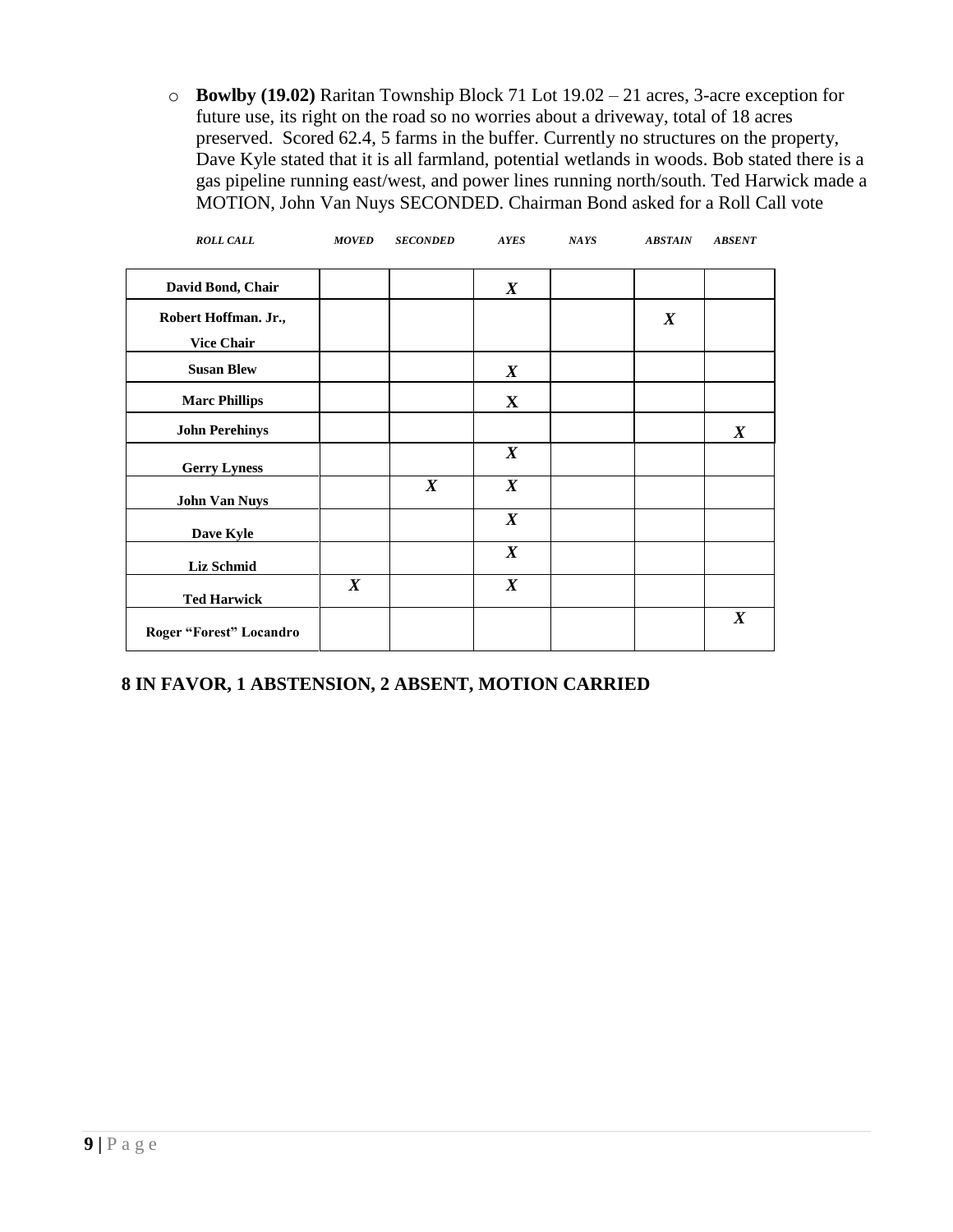- **Bowlby (19.02)** Raritan Township Block 71 Lot 19.02 – 21 acres, 3-acre exception for future use, its right on the road so no worries about a driveway, total of 18 acres preserved. Scored 62.4, 5 farms in the buffer. Currently no structures on the property, Dave Kyle stated that it is all farmland, potential wetlands in woods. Bob stated there is a gas pipeline running east/west, and power lines running north/south. Ted Harwick made a MOTION, John Van Nuys SECONDED. Chairman Bond asked for a Roll Call vote

| *ROLL CALL* | *MOVED* | *SECONDED* | *AYES* | *NAYS* | *ABSTAIN* | *ABSENT* |
|---|---|---|---|---|---|---|
| **David Bond, Chair** | | | *X* | | | |
| **Robert Hoffman. Jr., Vice Chair** | | | | | *X* | |
| **Susan Blew** | | | *X* | | | |
| **Marc Phillips** | | | **X** | | | |
| **John Perehinys** | | | | | | *X* |
| **Gerry Lyness** | | | *X* | | | |
| **John Van Nuys** | | *X* | *X* | | | |
| **Dave Kyle** | | | *X* | | | |
| **Liz Schmid** | | | *X* | | | |
| **Ted Harwick** | *X* | | *X* | | | |
| **Roger "Forest" Locandro** | | | | | | *X* |

**8 IN FAVOR, 1 ABSTENSION, 2 ABSENT, MOTION CARRIED**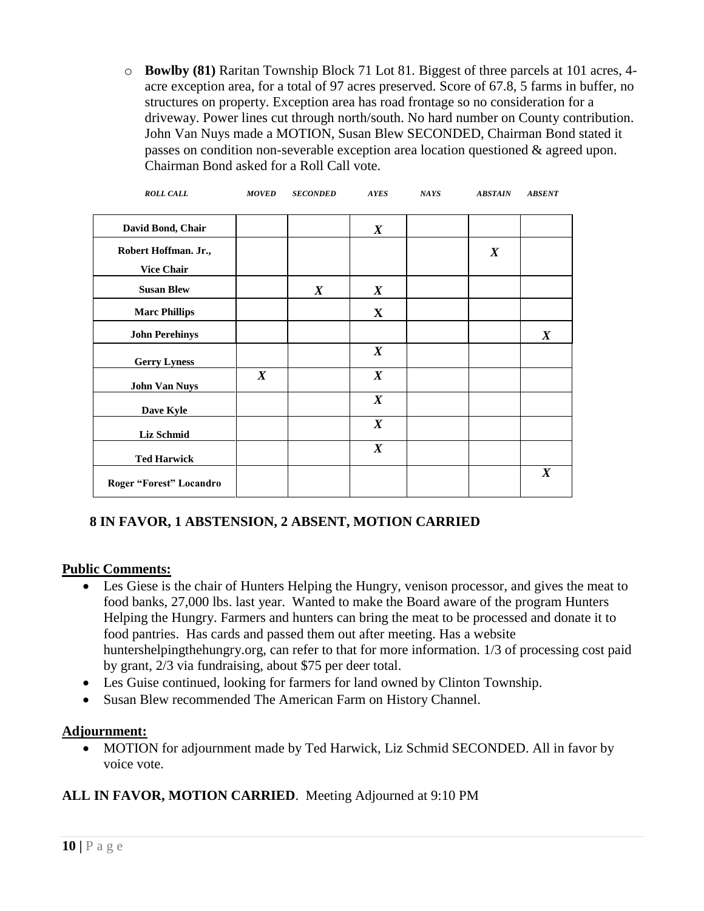- **Bowlby (81)** Raritan Township Block 71 Lot 81. Biggest of three parcels at 101 acres, 4-acre exception area, for a total of 97 acres preserved. Score of 67.8, 5 farms in buffer, no structures on property. Exception area has road frontage so no consideration for a driveway. Power lines cut through north/south. No hard number on County contribution. John Van Nuys made a MOTION, Susan Blew SECONDED, Chairman Bond stated it passes on condition non-severable exception area location questioned & agreed upon. Chairman Bond asked for a Roll Call vote.

| ROLL CALL | MOVED | SECONDED | AYES | NAYS | ABSTAIN | ABSENT |
|---|---|---|---|---|---|---|
| David Bond, Chair | | | X | | | |
| Robert Hoffman. Jr., Vice Chair | | | | | X | |
| Susan Blew | | X | X | | | |
| Marc Phillips | | | X | | | |
| John Perehinys | | | | | | X |
| Gerry Lyness | | | X | | | |
| John Van Nuys | X | | X | | | |
| Dave Kyle | | | X | | | |
| Liz Schmid | | | X | | | |
| Ted Harwick | | | X | | | |
| Roger "Forest" Locandro | | | | | | X |

**8 IN FAVOR, 1 ABSTENSION, 2 ABSENT, MOTION CARRIED**

## Public Comments:

- Les Giese is the chair of Hunters Helping the Hungry, venison processor, and gives the meat to food banks, 27,000 lbs. last year. Wanted to make the Board aware of the program Hunters Helping the Hungry. Farmers and hunters can bring the meat to be processed and donate it to food pantries. Has cards and passed them out after meeting. Has a website huntershelpingthehungry.org, can refer to that for more information. 1/3 of processing cost paid by grant, 2/3 via fundraising, about $75 per deer total.
- Les Guise continued, looking for farmers for land owned by Clinton Township.
- Susan Blew recommended The American Farm on History Channel.

## Adjournment:

- MOTION for adjournment made by Ted Harwick, Liz Schmid SECONDED. All in favor by voice vote.

**ALL IN FAVOR, MOTION CARRIED**. Meeting Adjourned at 9:10 PM